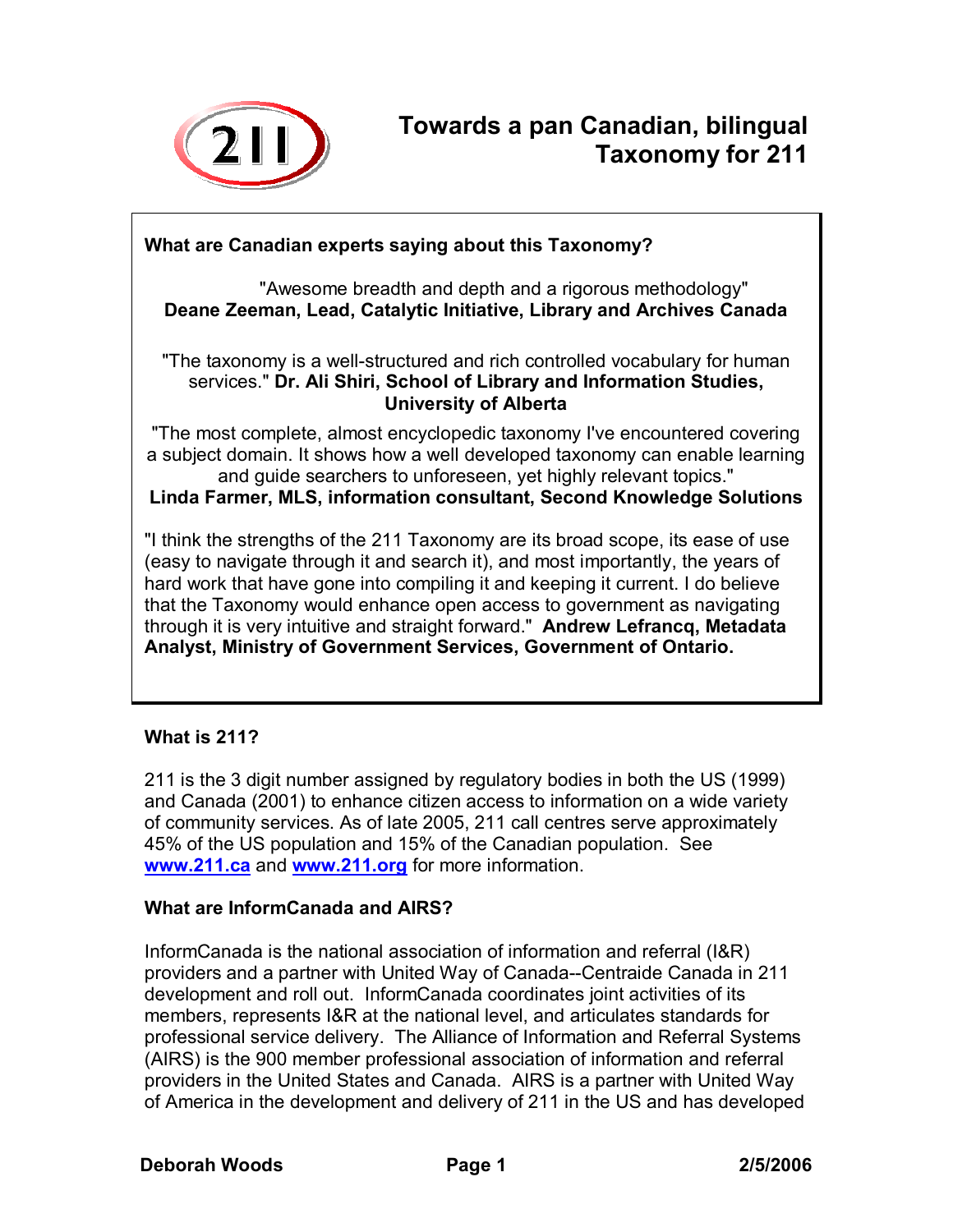# Towards a pan Canadian, bilingual Taxonomy for 211

**What are Canadian experts saying about this Taxonomy?**

"Awesome breadth and depth and a rigorous methodology"
**Deane Zeeman, Lead, Catalytic Initiative, Library and Archives Canada**

"The taxonomy is a well-structured and rich controlled vocabulary for human services." **Dr. Ali Shiri, School of Library and Information Studies, University of Alberta**

"The most complete, almost encyclopedic taxonomy I've encountered covering a subject domain. It shows how a well developed taxonomy can enable learning and guide searchers to unforeseen, yet highly relevant topics."
**Linda Farmer, MLS, information consultant, Second Knowledge Solutions**

"I think the strengths of the 211 Taxonomy are its broad scope, its ease of use (easy to navigate through it and search it), and most importantly, the years of hard work that have gone into compiling it and keeping it current. I do believe that the Taxonomy would enhance open access to government as navigating through it is very intuitive and straight forward." **Andrew Lefrancq, Metadata Analyst, Ministry of Government Services, Government of Ontario.**

## What is 211?

211 is the 3 digit number assigned by regulatory bodies in both the US (1999) and Canada (2001) to enhance citizen access to information on a wide variety of community services. As of late 2005, 211 call centres serve approximately 45% of the US population and 15% of the Canadian population. See **www.211.ca** and **www.211.org** for more information.

## What are InformCanada and AIRS?

InformCanada is the national association of information and referral (I&R) providers and a partner with United Way of Canada--Centraide Canada in 211 development and roll out. InformCanada coordinates joint activities of its members, represents I&R at the national level, and articulates standards for professional service delivery. The Alliance of Information and Referral Systems (AIRS) is the 900 member professional association of information and referral providers in the United States and Canada. AIRS is a partner with United Way of America in the development and delivery of 211 in the US and has developed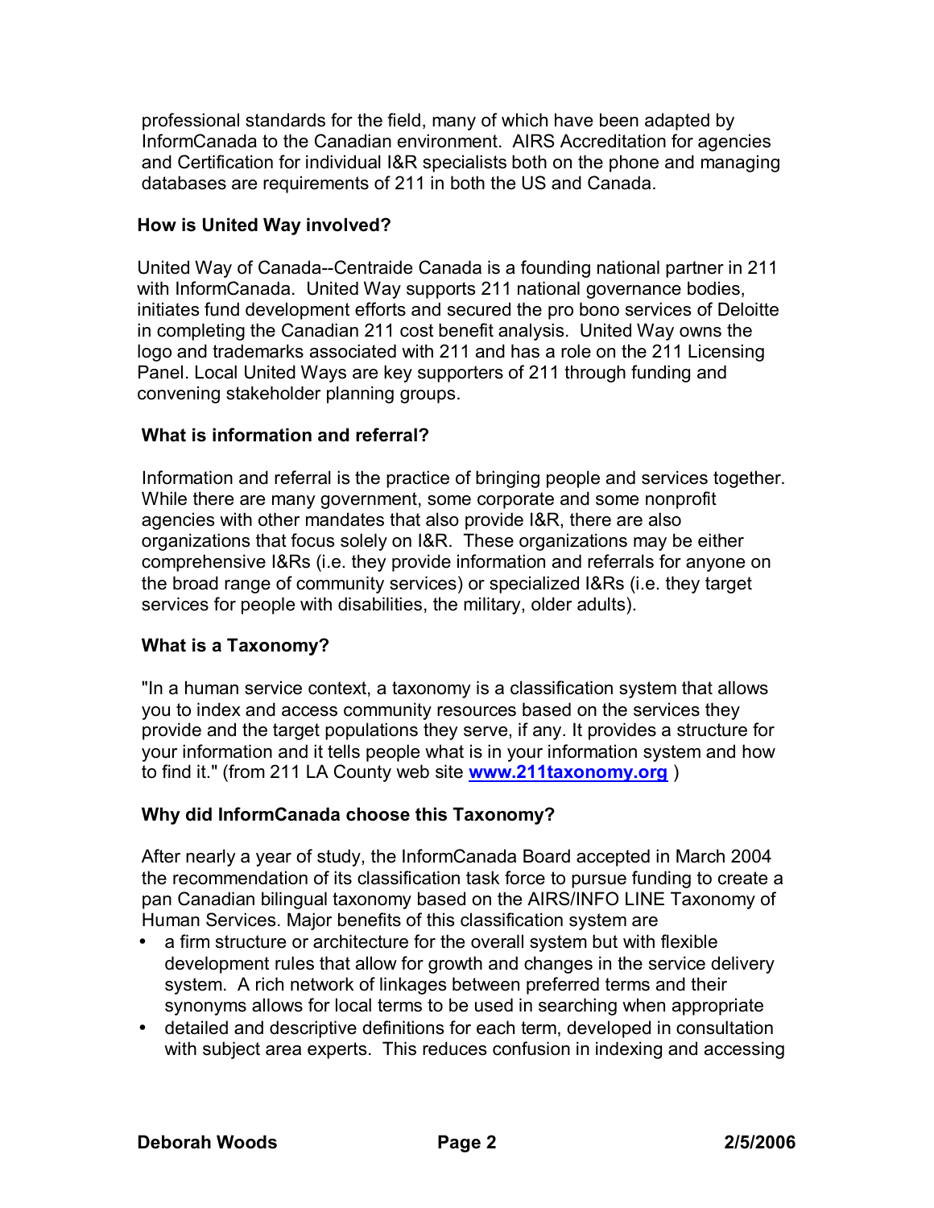professional standards for the field, many of which have been adapted by InformCanada to the Canadian environment. AIRS Accreditation for agencies and Certification for individual I&R specialists both on the phone and managing databases are requirements of 211 in both the US and Canada.

**How is United Way involved?**

United Way of Canada--Centraide Canada is a founding national partner in 211 with InformCanada. United Way supports 211 national governance bodies, initiates fund development efforts and secured the pro bono services of Deloitte in completing the Canadian 211 cost benefit analysis. United Way owns the logo and trademarks associated with 211 and has a role on the 211 Licensing Panel. Local United Ways are key supporters of 211 through funding and convening stakeholder planning groups.

**What is information and referral?**

Information and referral is the practice of bringing people and services together. While there are many government, some corporate and some nonprofit agencies with other mandates that also provide I&R, there are also organizations that focus solely on I&R. These organizations may be either comprehensive I&Rs (i.e. they provide information and referrals for anyone on the broad range of community services) or specialized I&Rs (i.e. they target services for people with disabilities, the military, older adults).

**What is a Taxonomy?**

"In a human service context, a taxonomy is a classification system that allows you to index and access community resources based on the services they provide and the target populations they serve, if any. It provides a structure for your information and it tells people what is in your information system and how to find it." (from 211 LA County web site **www.211taxonomy.org** )

**Why did InformCanada choose this Taxonomy?**

After nearly a year of study, the InformCanada Board accepted in March 2004 the recommendation of its classification task force to pursue funding to create a pan Canadian bilingual taxonomy based on the AIRS/INFO LINE Taxonomy of Human Services. Major benefits of this classification system are

- a firm structure or architecture for the overall system but with flexible development rules that allow for growth and changes in the service delivery system. A rich network of linkages between preferred terms and their synonyms allows for local terms to be used in searching when appropriate
- detailed and descriptive definitions for each term, developed in consultation with subject area experts. This reduces confusion in indexing and accessing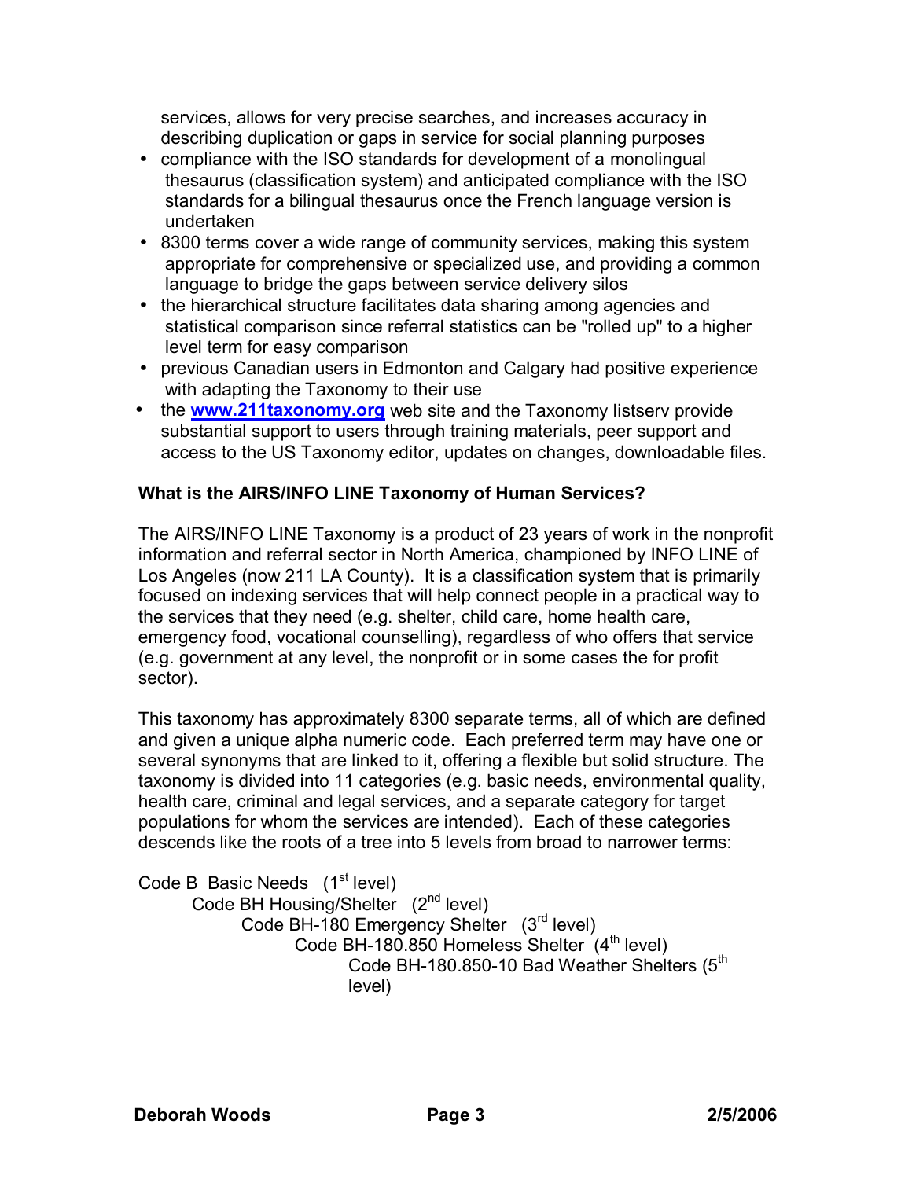services, allows for very precise searches, and increases accuracy in describing duplication or gaps in service for social planning purposes

- compliance with the ISO standards for development of a monolingual thesaurus (classification system) and anticipated compliance with the ISO standards for a bilingual thesaurus once the French language version is undertaken
- 8300 terms cover a wide range of community services, making this system appropriate for comprehensive or specialized use, and providing a common language to bridge the gaps between service delivery silos
- the hierarchical structure facilitates data sharing among agencies and statistical comparison since referral statistics can be "rolled up" to a higher level term for easy comparison
- previous Canadian users in Edmonton and Calgary had positive experience with adapting the Taxonomy to their use
- the **www.211taxonomy.org** web site and the Taxonomy listserv provide substantial support to users through training materials, peer support and access to the US Taxonomy editor, updates on changes, downloadable files.

**What is the AIRS/INFO LINE Taxonomy of Human Services?**

The AIRS/INFO LINE Taxonomy is a product of 23 years of work in the nonprofit information and referral sector in North America, championed by INFO LINE of Los Angeles (now 211 LA County). It is a classification system that is primarily focused on indexing services that will help connect people in a practical way to the services that they need (e.g. shelter, child care, home health care, emergency food, vocational counselling), regardless of who offers that service (e.g. government at any level, the nonprofit or in some cases the for profit sector).

This taxonomy has approximately 8300 separate terms, all of which are defined and given a unique alpha numeric code. Each preferred term may have one or several synonyms that are linked to it, offering a flexible but solid structure. The taxonomy is divided into 11 categories (e.g. basic needs, environmental quality, health care, criminal and legal services, and a separate category for target populations for whom the services are intended). Each of these categories descends like the roots of a tree into 5 levels from broad to narrower terms:

- Code B Basic Needs (1st level)
  - Code BH Housing/Shelter (2nd level)
    - Code BH-180 Emergency Shelter (3rd level)
      - Code BH-180.850 Homeless Shelter (4th level)
        - Code BH-180.850-10 Bad Weather Shelters (5th level)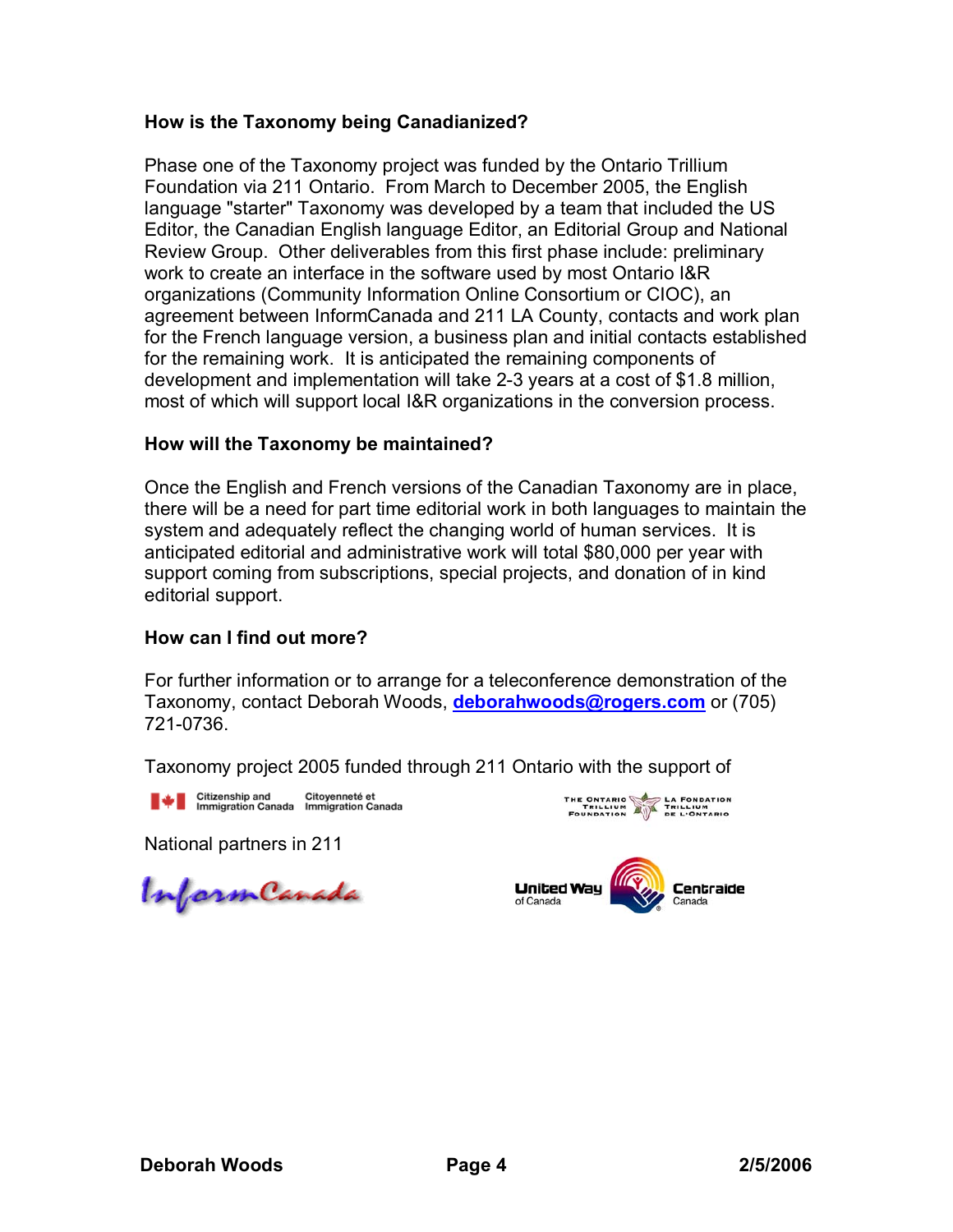### How is the Taxonomy being Canadianized?

Phase one of the Taxonomy project was funded by the Ontario Trillium Foundation via 211 Ontario. From March to December 2005, the English language "starter" Taxonomy was developed by a team that included the US Editor, the Canadian English language Editor, an Editorial Group and National Review Group. Other deliverables from this first phase include: preliminary work to create an interface in the software used by most Ontario I&R organizations (Community Information Online Consortium or CIOC), an agreement between InformCanada and 211 LA County, contacts and work plan for the French language version, a business plan and initial contacts established for the remaining work. It is anticipated the remaining components of development and implementation will take 2-3 years at a cost of $1.8 million, most of which will support local I&R organizations in the conversion process.

### How will the Taxonomy be maintained?

Once the English and French versions of the Canadian Taxonomy are in place, there will be a need for part time editorial work in both languages to maintain the system and adequately reflect the changing world of human services. It is anticipated editorial and administrative work will total $80,000 per year with support coming from subscriptions, special projects, and donation of in kind editorial support.

### How can I find out more?

For further information or to arrange for a teleconference demonstration of the Taxonomy, contact Deborah Woods, **deborahwoods@rogers.com** or (705) 721-0736.

Taxonomy project 2005 funded through 211 Ontario with the support of

Citizenship and Immigration Canada / Citoyenneté et Immigration Canada

The Ontario Trillium Foundation / La Fondation Trillium de l'Ontario

National partners in 211

InformCanada

United Way of Canada / Centraide Canada